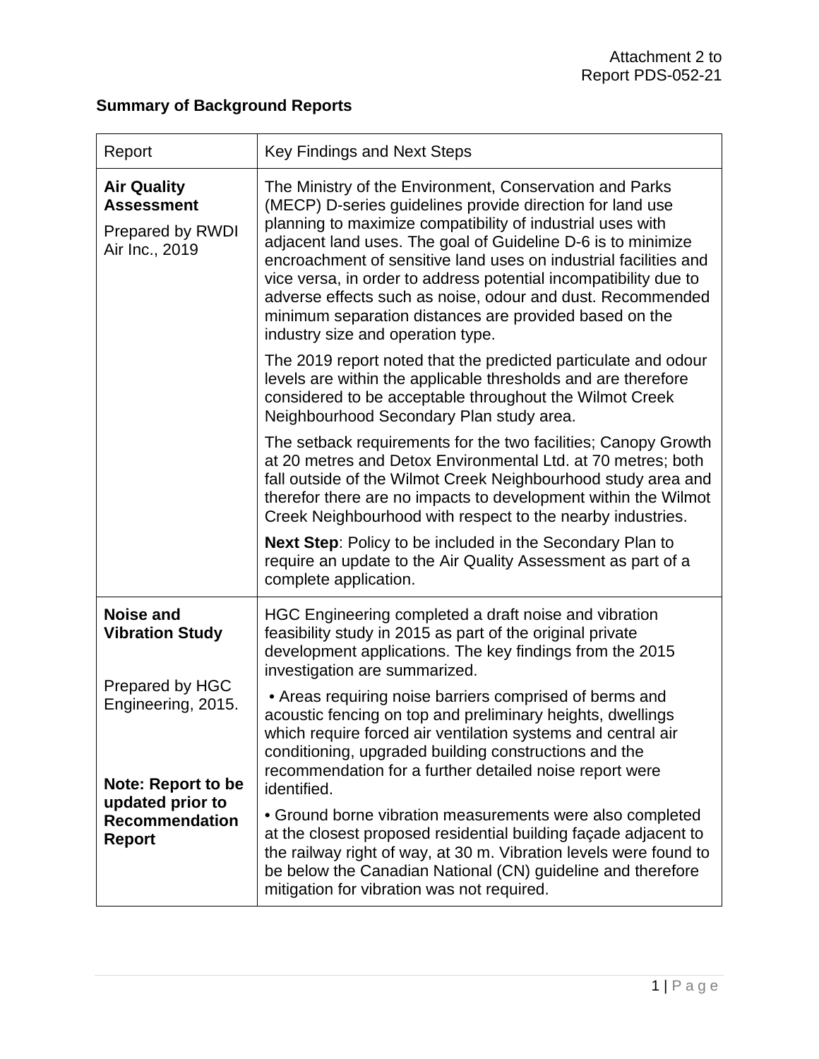Attachment 2 to
Report PDS-052-21

**Summary of Background Reports**

| Report | Key Findings and Next Steps |
|---|---|
| **Air Quality Assessment**<br><br>Prepared by RWDI Air Inc., 2019 | The Ministry of the Environment, Conservation and Parks (MECP) D-series guidelines provide direction for land use planning to maximize compatibility of industrial uses with adjacent land uses. The goal of Guideline D-6 is to minimize encroachment of sensitive land uses on industrial facilities and vice versa, in order to address potential incompatibility due to adverse effects such as noise, odour and dust. Recommended minimum separation distances are provided based on the industry size and operation type.<br><br>The 2019 report noted that the predicted particulate and odour levels are within the applicable thresholds and are therefore considered to be acceptable throughout the Wilmot Creek Neighbourhood Secondary Plan study area.<br><br>The setback requirements for the two facilities; Canopy Growth at 20 metres and Detox Environmental Ltd. at 70 metres; both fall outside of the Wilmot Creek Neighbourhood study area and therefor there are no impacts to development within the Wilmot Creek Neighbourhood with respect to the nearby industries.<br><br>**Next Step**: Policy to be included in the Secondary Plan to require an update to the Air Quality Assessment as part of a complete application. |
| **Noise and Vibration Study**<br><br>Prepared by HGC Engineering, 2015.<br><br>**Note: Report to be updated prior to Recommendation Report** | HGC Engineering completed a draft noise and vibration feasibility study in 2015 as part of the original private development applications. The key findings from the 2015 investigation are summarized.<br><br>• Areas requiring noise barriers comprised of berms and acoustic fencing on top and preliminary heights, dwellings which require forced air ventilation systems and central air conditioning, upgraded building constructions and the recommendation for a further detailed noise report were identified.<br><br>• Ground borne vibration measurements were also completed at the closest proposed residential building façade adjacent to the railway right of way, at 30 m. Vibration levels were found to be below the Canadian National (CN) guideline and therefore mitigation for vibration was not required. |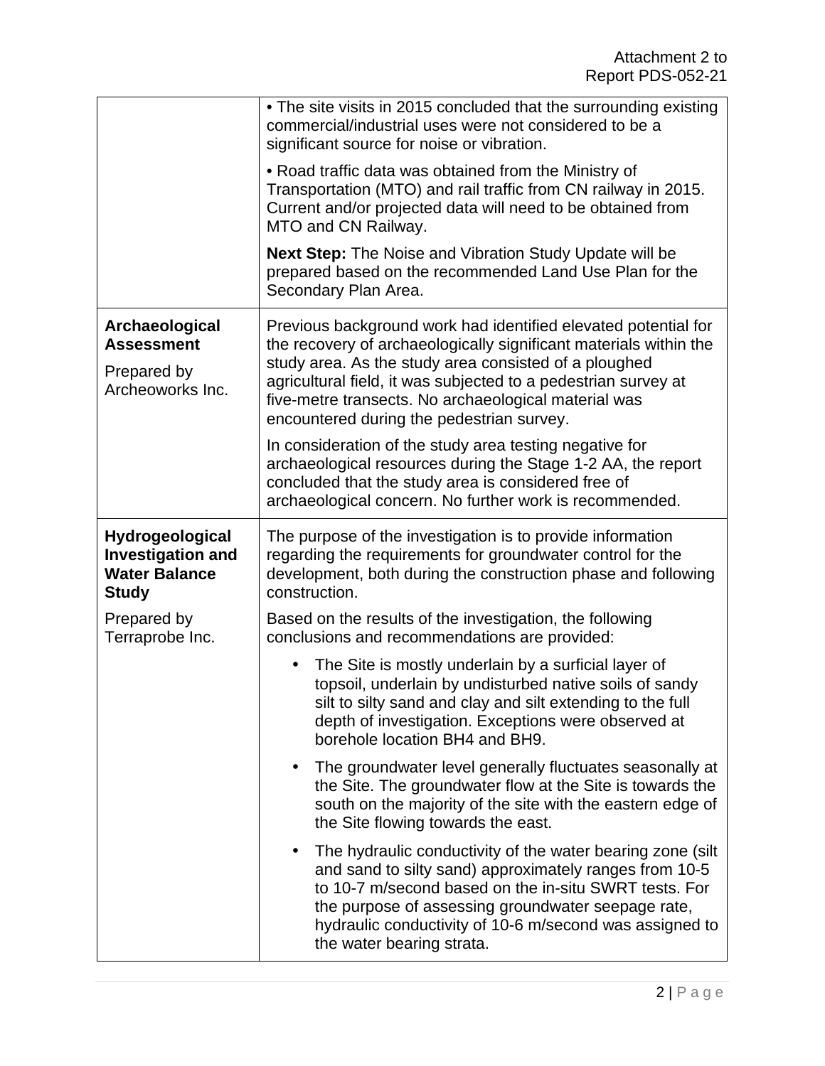| | |
|---|---|
| | • The site visits in 2015 concluded that the surrounding existing commercial/industrial uses were not considered to be a significant source for noise or vibration.<br><br>• Road traffic data was obtained from the Ministry of Transportation (MTO) and rail traffic from CN railway in 2015. Current and/or projected data will need to be obtained from MTO and CN Railway.<br><br>**Next Step:** The Noise and Vibration Study Update will be prepared based on the recommended Land Use Plan for the Secondary Plan Area. |
| **Archaeological Assessment**<br><br>Prepared by Archeoworks Inc. | Previous background work had identified elevated potential for the recovery of archaeologically significant materials within the study area. As the study area consisted of a ploughed agricultural field, it was subjected to a pedestrian survey at five-metre transects. No archaeological material was encountered during the pedestrian survey.<br><br>In consideration of the study area testing negative for archaeological resources during the Stage 1-2 AA, the report concluded that the study area is considered free of archaeological concern. No further work is recommended. |
| **Hydrogeological Investigation and Water Balance Study**<br><br>Prepared by Terraprobe Inc. | The purpose of the investigation is to provide information regarding the requirements for groundwater control for the development, both during the construction phase and following construction.<br><br>Based on the results of the investigation, the following conclusions and recommendations are provided:<br><br>• The Site is mostly underlain by a surficial layer of topsoil, underlain by undisturbed native soils of sandy silt to silty sand and clay and silt extending to the full depth of investigation. Exceptions were observed at borehole location BH4 and BH9.<br><br>• The groundwater level generally fluctuates seasonally at the Site. The groundwater flow at the Site is towards the south on the majority of the site with the eastern edge of the Site flowing towards the east.<br><br>• The hydraulic conductivity of the water bearing zone (silt and sand to silty sand) approximately ranges from 10-5 to 10-7 m/second based on the in-situ SWRT tests. For the purpose of assessing groundwater seepage rate, hydraulic conductivity of 10-6 m/second was assigned to the water bearing strata. |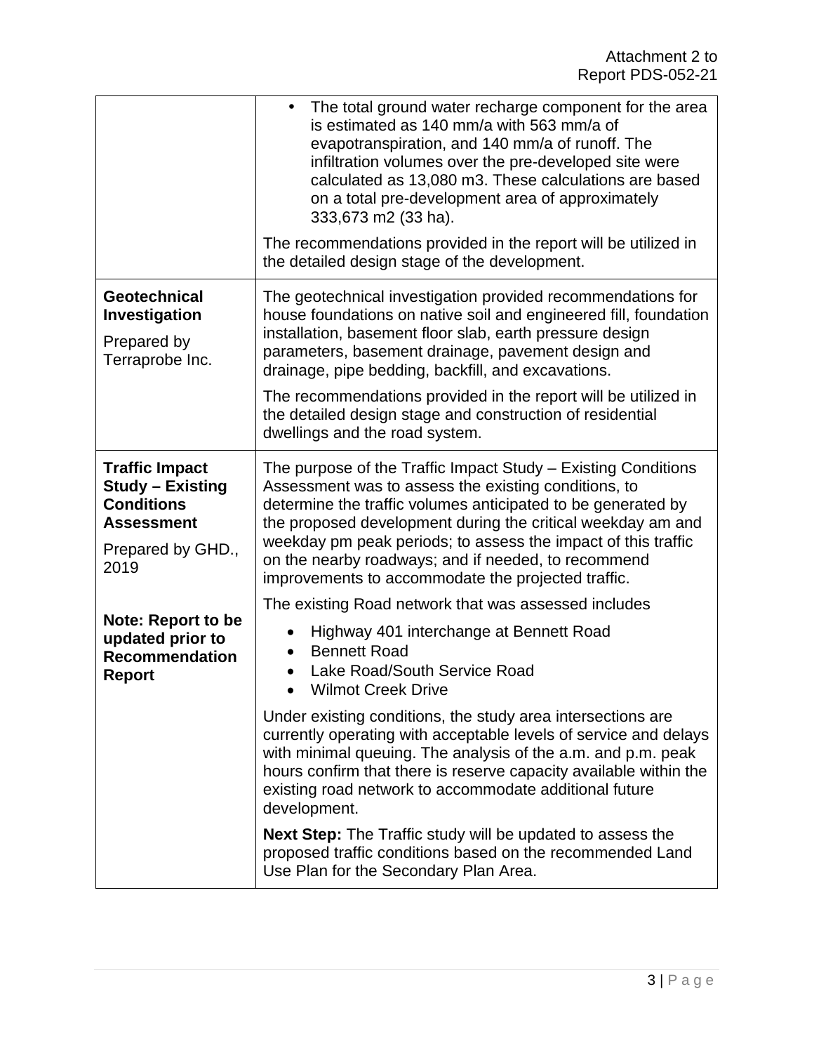| | |
|---|---|
| | • The total ground water recharge component for the area is estimated as 140 mm/a with 563 mm/a of evapotranspiration, and 140 mm/a of runoff. The infiltration volumes over the pre-developed site were calculated as 13,080 m3. These calculations are based on a total pre-development area of approximately 333,673 m2 (33 ha).<br><br>The recommendations provided in the report will be utilized in the detailed design stage of the development. |
| **Geotechnical Investigation**<br><br>Prepared by Terraprobe Inc. | The geotechnical investigation provided recommendations for house foundations on native soil and engineered fill, foundation installation, basement floor slab, earth pressure design parameters, basement drainage, pavement design and drainage, pipe bedding, backfill, and excavations.<br><br>The recommendations provided in the report will be utilized in the detailed design stage and construction of residential dwellings and the road system. |
| **Traffic Impact Study – Existing Conditions Assessment**<br><br>Prepared by GHD., 2019<br><br>**Note: Report to be updated prior to Recommendation Report** | The purpose of the Traffic Impact Study – Existing Conditions Assessment was to assess the existing conditions, to determine the traffic volumes anticipated to be generated by the proposed development during the critical weekday am and weekday pm peak periods; to assess the impact of this traffic on the nearby roadways; and if needed, to recommend improvements to accommodate the projected traffic.<br><br>The existing Road network that was assessed includes<br><br>• Highway 401 interchange at Bennett Road<br>• Bennett Road<br>• Lake Road/South Service Road<br>• Wilmot Creek Drive<br><br>Under existing conditions, the study area intersections are currently operating with acceptable levels of service and delays with minimal queuing. The analysis of the a.m. and p.m. peak hours confirm that there is reserve capacity available within the existing road network to accommodate additional future development.<br><br>**Next Step:** The Traffic study will be updated to assess the proposed traffic conditions based on the recommended Land Use Plan for the Secondary Plan Area. |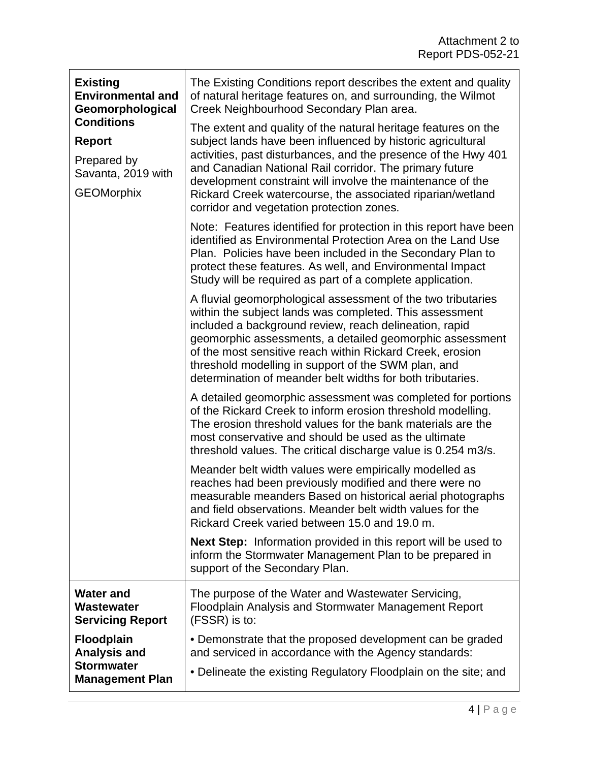| | |
|---|---|
| **Existing Environmental and Geomorphological Conditions Report**<br><br>Prepared by Savanta, 2019 with GEOMorphix | The Existing Conditions report describes the extent and quality of natural heritage features on, and surrounding, the Wilmot Creek Neighbourhood Secondary Plan area.<br><br>The extent and quality of the natural heritage features on the subject lands have been influenced by historic agricultural activities, past disturbances, and the presence of the Hwy 401 and Canadian National Rail corridor. The primary future development constraint will involve the maintenance of the Rickard Creek watercourse, the associated riparian/wetland corridor and vegetation protection zones.<br><br>Note: Features identified for protection in this report have been identified as Environmental Protection Area on the Land Use Plan. Policies have been included in the Secondary Plan to protect these features. As well, and Environmental Impact Study will be required as part of a complete application.<br><br>A fluvial geomorphological assessment of the two tributaries within the subject lands was completed. This assessment included a background review, reach delineation, rapid geomorphic assessments, a detailed geomorphic assessment of the most sensitive reach within Rickard Creek, erosion threshold modelling in support of the SWM plan, and determination of meander belt widths for both tributaries.<br><br>A detailed geomorphic assessment was completed for portions of the Rickard Creek to inform erosion threshold modelling. The erosion threshold values for the bank materials are the most conservative and should be used as the ultimate threshold values. The critical discharge value is 0.254 m3/s.<br><br>Meander belt width values were empirically modelled as reaches had been previously modified and there were no measurable meanders Based on historical aerial photographs and field observations. Meander belt width values for the Rickard Creek varied between 15.0 and 19.0 m.<br><br>**Next Step:** Information provided in this report will be used to inform the Stormwater Management Plan to be prepared in support of the Secondary Plan. |
| **Water and Wastewater Servicing Report**<br><br>**Floodplain Analysis and Stormwater Management Plan** | The purpose of the Water and Wastewater Servicing, Floodplain Analysis and Stormwater Management Report (FSSR) is to:<br><br>• Demonstrate that the proposed development can be graded and serviced in accordance with the Agency standards:<br><br>• Delineate the existing Regulatory Floodplain on the site; and |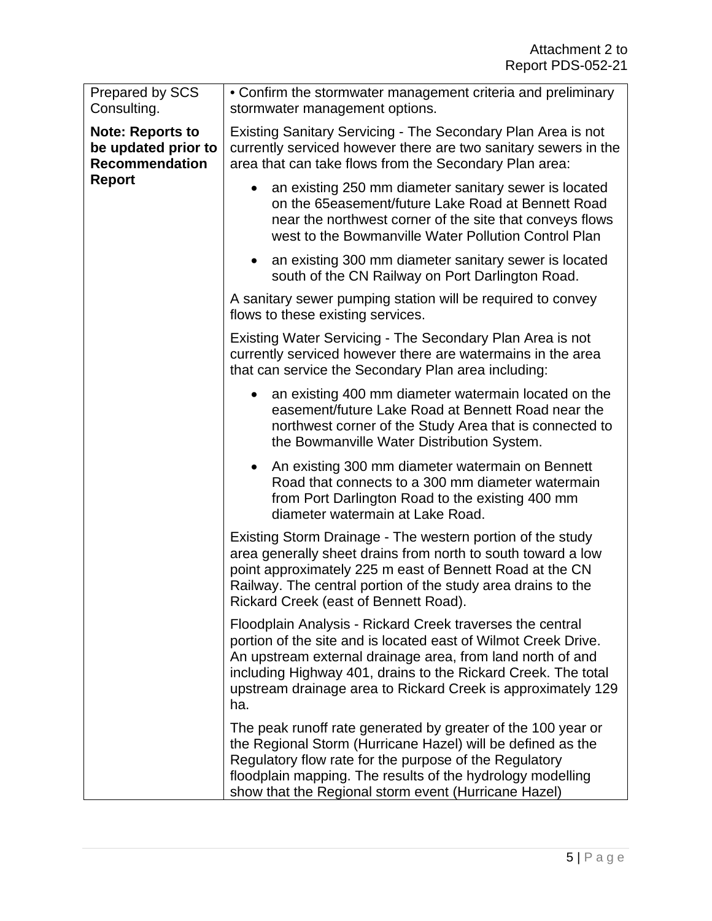| | |
|---|---|
| Prepared by SCS Consulting.<br><br>**Note: Reports to be updated prior to Recommendation Report** | • Confirm the stormwater management criteria and preliminary stormwater management options.<br><br>Existing Sanitary Servicing - The Secondary Plan Area is not currently serviced however there are two sanitary sewers in the area that can take flows from the Secondary Plan area:<br><br>• an existing 250 mm diameter sanitary sewer is located on the 65easement/future Lake Road at Bennett Road near the northwest corner of the site that conveys flows west to the Bowmanville Water Pollution Control Plan<br><br>• an existing 300 mm diameter sanitary sewer is located south of the CN Railway on Port Darlington Road.<br><br>A sanitary sewer pumping station will be required to convey flows to these existing services.<br><br>Existing Water Servicing - The Secondary Plan Area is not currently serviced however there are watermains in the area that can service the Secondary Plan area including:<br><br>• an existing 400 mm diameter watermain located on the easement/future Lake Road at Bennett Road near the northwest corner of the Study Area that is connected to the Bowmanville Water Distribution System.<br><br>• An existing 300 mm diameter watermain on Bennett Road that connects to a 300 mm diameter watermain from Port Darlington Road to the existing 400 mm diameter watermain at Lake Road.<br><br>Existing Storm Drainage - The western portion of the study area generally sheet drains from north to south toward a low point approximately 225 m east of Bennett Road at the CN Railway. The central portion of the study area drains to the Rickard Creek (east of Bennett Road).<br><br>Floodplain Analysis - Rickard Creek traverses the central portion of the site and is located east of Wilmot Creek Drive. An upstream external drainage area, from land north of and including Highway 401, drains to the Rickard Creek. The total upstream drainage area to Rickard Creek is approximately 129 ha.<br><br>The peak runoff rate generated by greater of the 100 year or the Regional Storm (Hurricane Hazel) will be defined as the Regulatory flow rate for the purpose of the Regulatory floodplain mapping. The results of the hydrology modelling show that the Regional storm event (Hurricane Hazel) |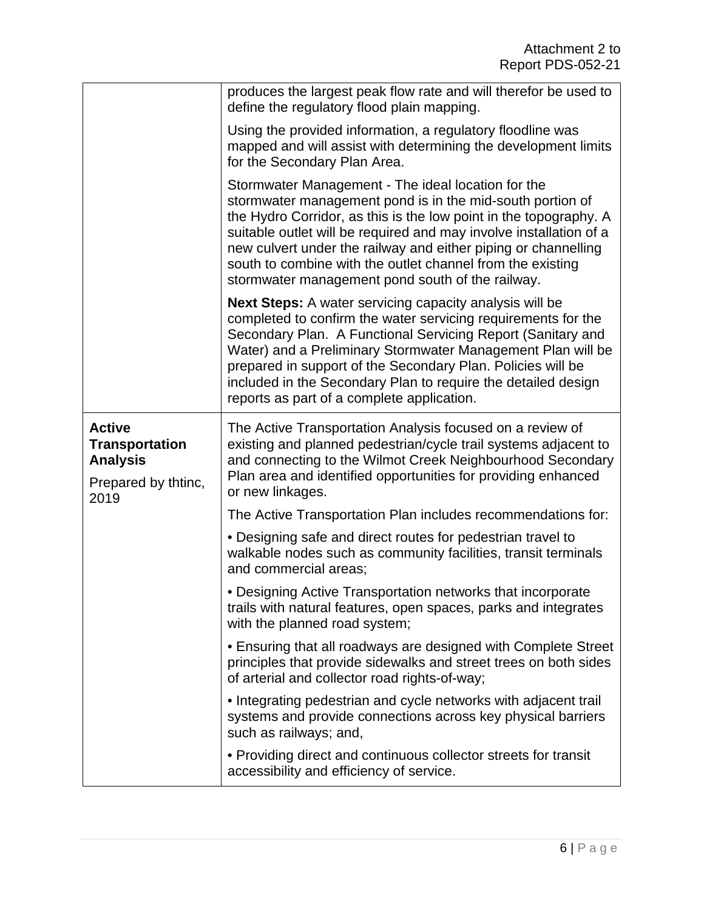| | |
|---|---|
| | produces the largest peak flow rate and will therefor be used to define the regulatory flood plain mapping.<br><br>Using the provided information, a regulatory floodline was mapped and will assist with determining the development limits for the Secondary Plan Area.<br><br>Stormwater Management - The ideal location for the stormwater management pond is in the mid-south portion of the Hydro Corridor, as this is the low point in the topography. A suitable outlet will be required and may involve installation of a new culvert under the railway and either piping or channelling south to combine with the outlet channel from the existing stormwater management pond south of the railway.<br><br>**Next Steps:** A water servicing capacity analysis will be completed to confirm the water servicing requirements for the Secondary Plan. A Functional Servicing Report (Sanitary and Water) and a Preliminary Stormwater Management Plan will be prepared in support of the Secondary Plan. Policies will be included in the Secondary Plan to require the detailed design reports as part of a complete application. |
| **Active Transportation Analysis**<br><br>Prepared by thtinc, 2019 | The Active Transportation Analysis focused on a review of existing and planned pedestrian/cycle trail systems adjacent to and connecting to the Wilmot Creek Neighbourhood Secondary Plan area and identified opportunities for providing enhanced or new linkages.<br><br>The Active Transportation Plan includes recommendations for:<br><br>• Designing safe and direct routes for pedestrian travel to walkable nodes such as community facilities, transit terminals and commercial areas;<br><br>• Designing Active Transportation networks that incorporate trails with natural features, open spaces, parks and integrates with the planned road system;<br><br>• Ensuring that all roadways are designed with Complete Street principles that provide sidewalks and street trees on both sides of arterial and collector road rights-of-way;<br><br>• Integrating pedestrian and cycle networks with adjacent trail systems and provide connections across key physical barriers such as railways; and,<br><br>• Providing direct and continuous collector streets for transit accessibility and efficiency of service. |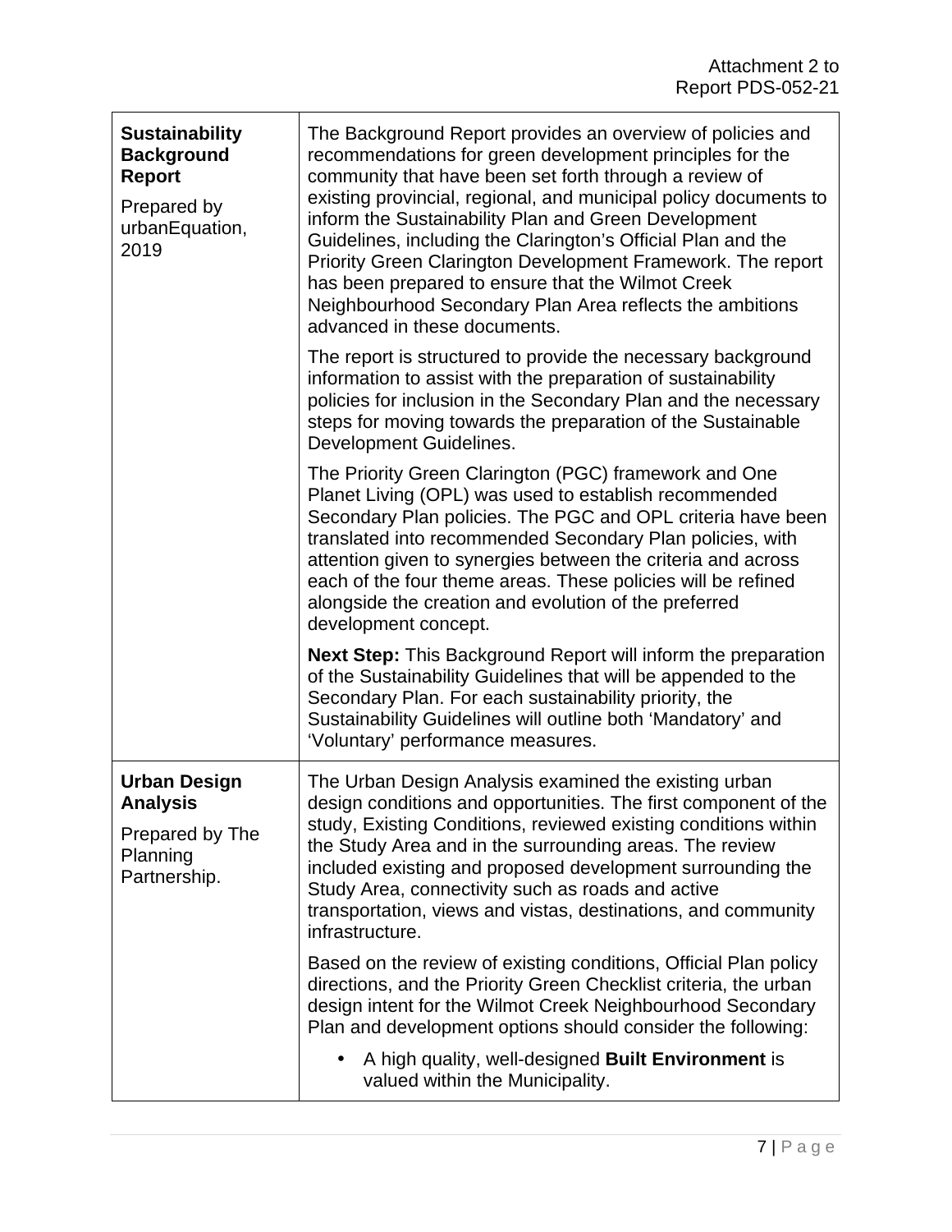| | |
|---|---|
| **Sustainability Background Report**<br><br>Prepared by urbanEquation, 2019 | The Background Report provides an overview of policies and recommendations for green development principles for the community that have been set forth through a review of existing provincial, regional, and municipal policy documents to inform the Sustainability Plan and Green Development Guidelines, including the Clarington's Official Plan and the Priority Green Clarington Development Framework. The report has been prepared to ensure that the Wilmot Creek Neighbourhood Secondary Plan Area reflects the ambitions advanced in these documents.<br><br>The report is structured to provide the necessary background information to assist with the preparation of sustainability policies for inclusion in the Secondary Plan and the necessary steps for moving towards the preparation of the Sustainable Development Guidelines.<br><br>The Priority Green Clarington (PGC) framework and One Planet Living (OPL) was used to establish recommended Secondary Plan policies. The PGC and OPL criteria have been translated into recommended Secondary Plan policies, with attention given to synergies between the criteria and across each of the four theme areas. These policies will be refined alongside the creation and evolution of the preferred development concept.<br><br>**Next Step:** This Background Report will inform the preparation of the Sustainability Guidelines that will be appended to the Secondary Plan. For each sustainability priority, the Sustainability Guidelines will outline both 'Mandatory' and 'Voluntary' performance measures. |
| **Urban Design Analysis**<br><br>Prepared by The Planning Partnership. | The Urban Design Analysis examined the existing urban design conditions and opportunities. The first component of the study, Existing Conditions, reviewed existing conditions within the Study Area and in the surrounding areas. The review included existing and proposed development surrounding the Study Area, connectivity such as roads and active transportation, views and vistas, destinations, and community infrastructure.<br><br>Based on the review of existing conditions, Official Plan policy directions, and the Priority Green Checklist criteria, the urban design intent for the Wilmot Creek Neighbourhood Secondary Plan and development options should consider the following:<br><br>• A high quality, well-designed **Built Environment** is valued within the Municipality. |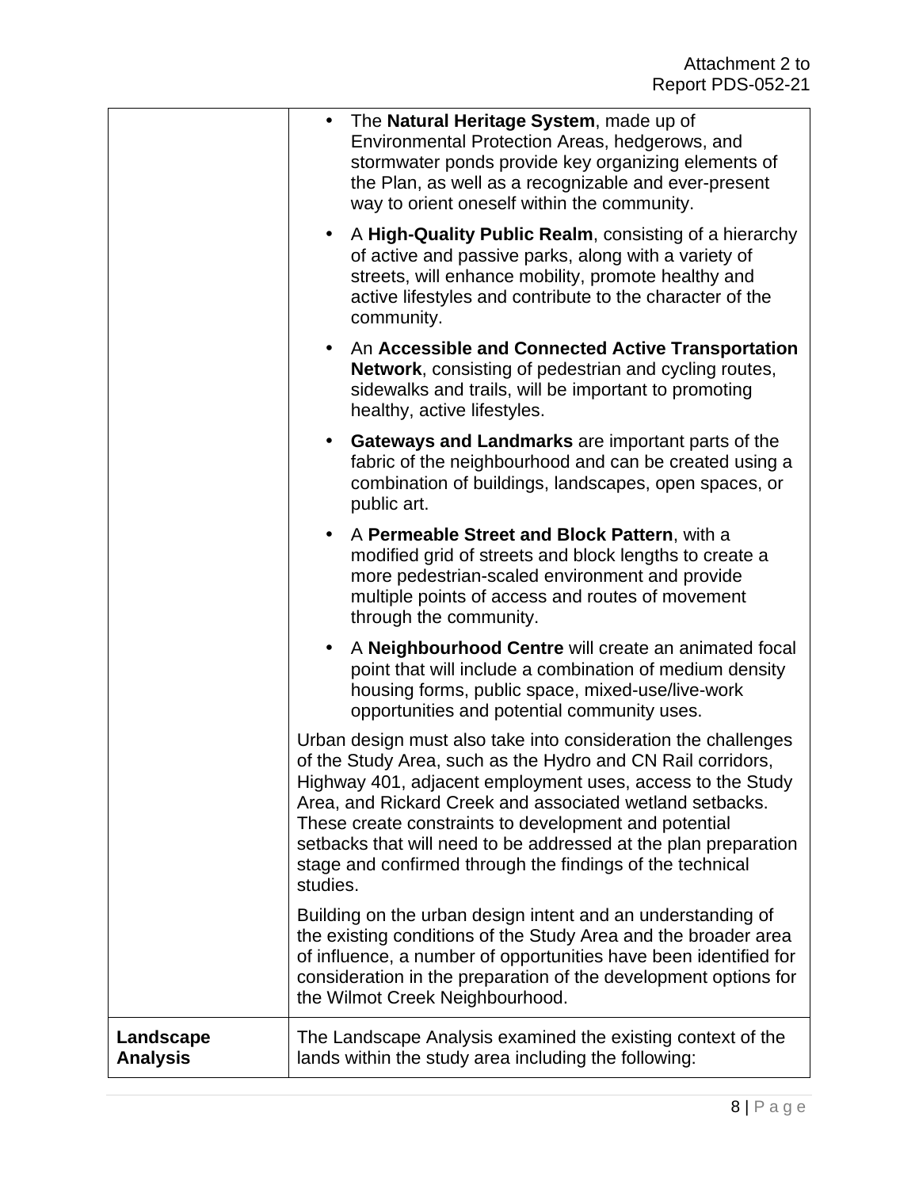| | |
|---|---|
| | • The **Natural Heritage System**, made up of Environmental Protection Areas, hedgerows, and stormwater ponds provide key organizing elements of the Plan, as well as a recognizable and ever-present way to orient oneself within the community.<br><br>• A **High-Quality Public Realm**, consisting of a hierarchy of active and passive parks, along with a variety of streets, will enhance mobility, promote healthy and active lifestyles and contribute to the character of the community.<br><br>• An **Accessible and Connected Active Transportation Network**, consisting of pedestrian and cycling routes, sidewalks and trails, will be important to promoting healthy, active lifestyles.<br><br>• **Gateways and Landmarks** are important parts of the fabric of the neighbourhood and can be created using a combination of buildings, landscapes, open spaces, or public art.<br><br>• A **Permeable Street and Block Pattern**, with a modified grid of streets and block lengths to create a more pedestrian-scaled environment and provide multiple points of access and routes of movement through the community.<br><br>• A **Neighbourhood Centre** will create an animated focal point that will include a combination of medium density housing forms, public space, mixed-use/live-work opportunities and potential community uses.<br><br>Urban design must also take into consideration the challenges of the Study Area, such as the Hydro and CN Rail corridors, Highway 401, adjacent employment uses, access to the Study Area, and Rickard Creek and associated wetland setbacks. These create constraints to development and potential setbacks that will need to be addressed at the plan preparation stage and confirmed through the findings of the technical studies.<br><br>Building on the urban design intent and an understanding of the existing conditions of the Study Area and the broader area of influence, a number of opportunities have been identified for consideration in the preparation of the development options for the Wilmot Creek Neighbourhood. |
| **Landscape Analysis** | The Landscape Analysis examined the existing context of the lands within the study area including the following: |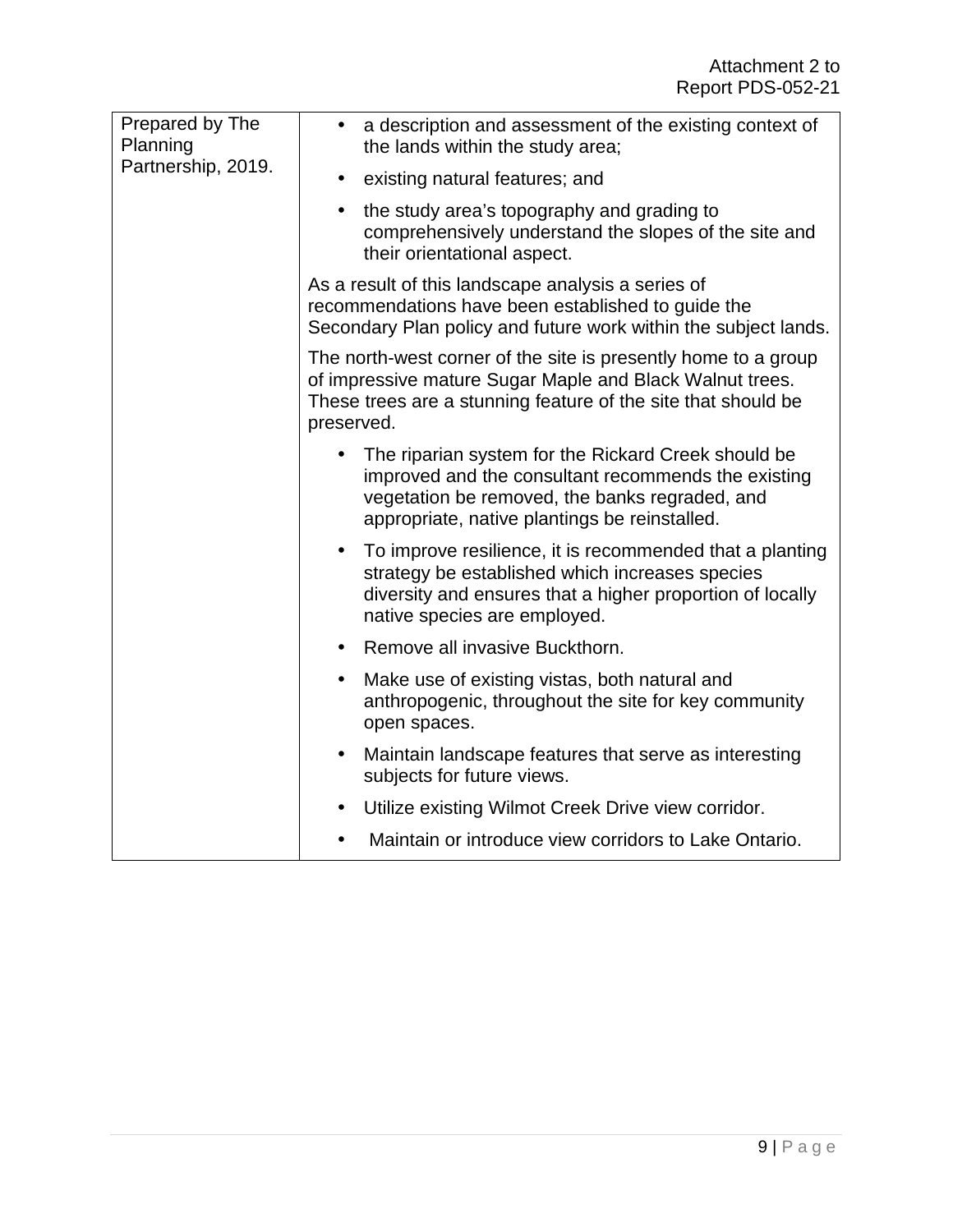| | |
|---|---|
| Prepared by The Planning Partnership, 2019. | • a description and assessment of the existing context of the lands within the study area;<br>• existing natural features; and<br>• the study area's topography and grading to comprehensively understand the slopes of the site and their orientational aspect.<br><br>As a result of this landscape analysis a series of recommendations have been established to guide the Secondary Plan policy and future work within the subject lands.<br><br>The north-west corner of the site is presently home to a group of impressive mature Sugar Maple and Black Walnut trees. These trees are a stunning feature of the site that should be preserved.<br><br>• The riparian system for the Rickard Creek should be improved and the consultant recommends the existing vegetation be removed, the banks regraded, and appropriate, native plantings be reinstalled.<br>• To improve resilience, it is recommended that a planting strategy be established which increases species diversity and ensures that a higher proportion of locally native species are employed.<br>• Remove all invasive Buckthorn.<br>• Make use of existing vistas, both natural and anthropogenic, throughout the site for key community open spaces.<br>• Maintain landscape features that serve as interesting subjects for future views.<br>• Utilize existing Wilmot Creek Drive view corridor.<br>• Maintain or introduce view corridors to Lake Ontario. |